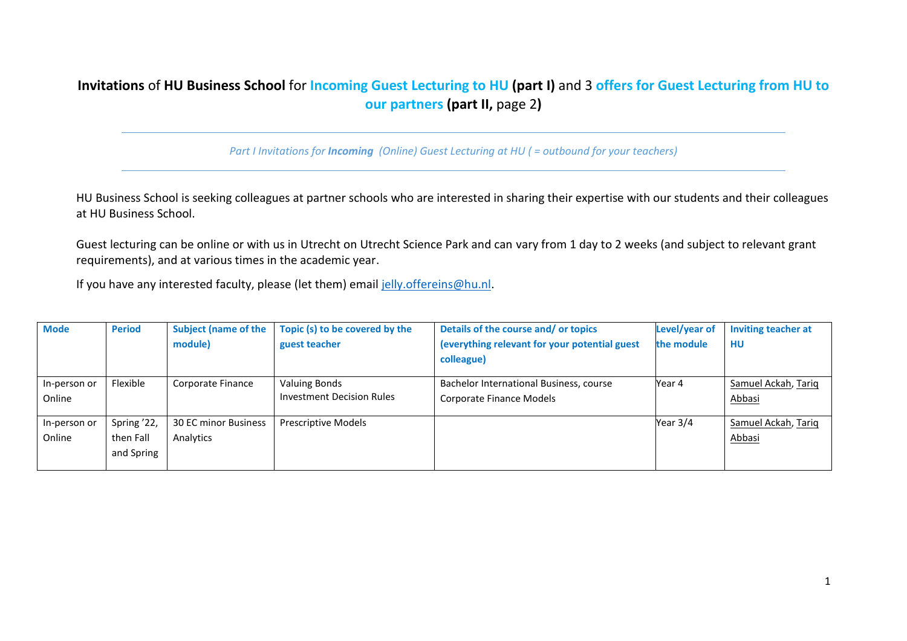# **Invitations** of **HU Business School** for **Incoming Guest Lecturing to HU (part I)** and 3 **offers for Guest Lecturing from HU to our partners (part II,** page 2**)**

---

*Part I Invitations for **Incoming** (Online) Guest Lecturing at HU ( = outbound for your teachers)*

---

HU Business School is seeking colleagues at partner schools who are interested in sharing their expertise with our students and their colleagues at HU Business School.

Guest lecturing can be online or with us in Utrecht on Utrecht Science Park and can vary from 1 day to 2 weeks (and subject to relevant grant requirements), and at various times in the academic year.

If you have any interested faculty, please (let them) email [jelly.offereins@hu.nl](mailto:jelly.offereins@hu.nl).

| Mode | Period | Subject (name of the module) | Topic (s) to be covered by the guest teacher | Details of the course and/ or topics (everything relevant for your potential guest colleague) | Level/year of the module | Inviting teacher at HU |
|---|---|---|---|---|---|---|
| In-person or Online | Flexible | Corporate Finance | Valuing Bonds<br>Investment Decision Rules | Bachelor International Business, course Corporate Finance Models | Year 4 | Samuel Ackah, Tariq Abbasi |
| In-person or Online | Spring '22, then Fall and Spring | 30 EC minor Business Analytics | Prescriptive Models | | Year 3/4 | Samuel Ackah, Tariq Abbasi |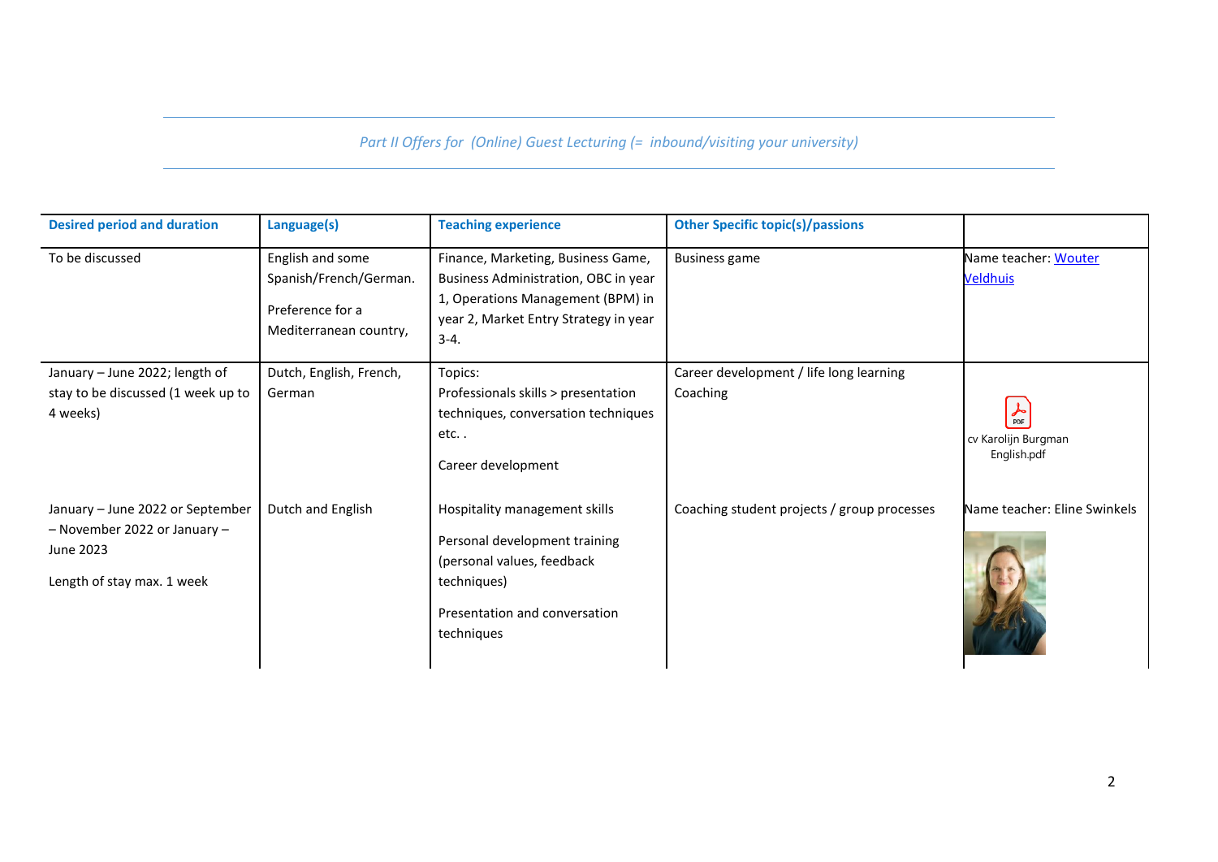*Part II Offers for (Online) Guest Lecturing (= inbound/visiting your university)*

| Desired period and duration | Language(s) | Teaching experience | Other Specific topic(s)/passions | |
|---|---|---|---|---|
| To be discussed | English and some Spanish/French/German. Preference for a Mediterranean country, | Finance, Marketing, Business Game, Business Administration, OBC in year 1, Operations Management (BPM) in year 2, Market Entry Strategy in year 3-4. | Business game | Name teacher: Wouter Veldhuis |
| January – June 2022; length of stay to be discussed (1 week up to 4 weeks) | Dutch, English, French, German | Topics: Professionals skills > presentation techniques, conversation techniques etc. . Career development | Career development / life long learning Coaching | cv Karolijn Burgman English.pdf |
| January – June 2022 or September – November 2022 or January – June 2023 Length of stay max. 1 week | Dutch and English | Hospitality management skills Personal development training (personal values, feedback techniques) Presentation and conversation techniques | Coaching student projects / group processes | Name teacher: Eline Swinkels |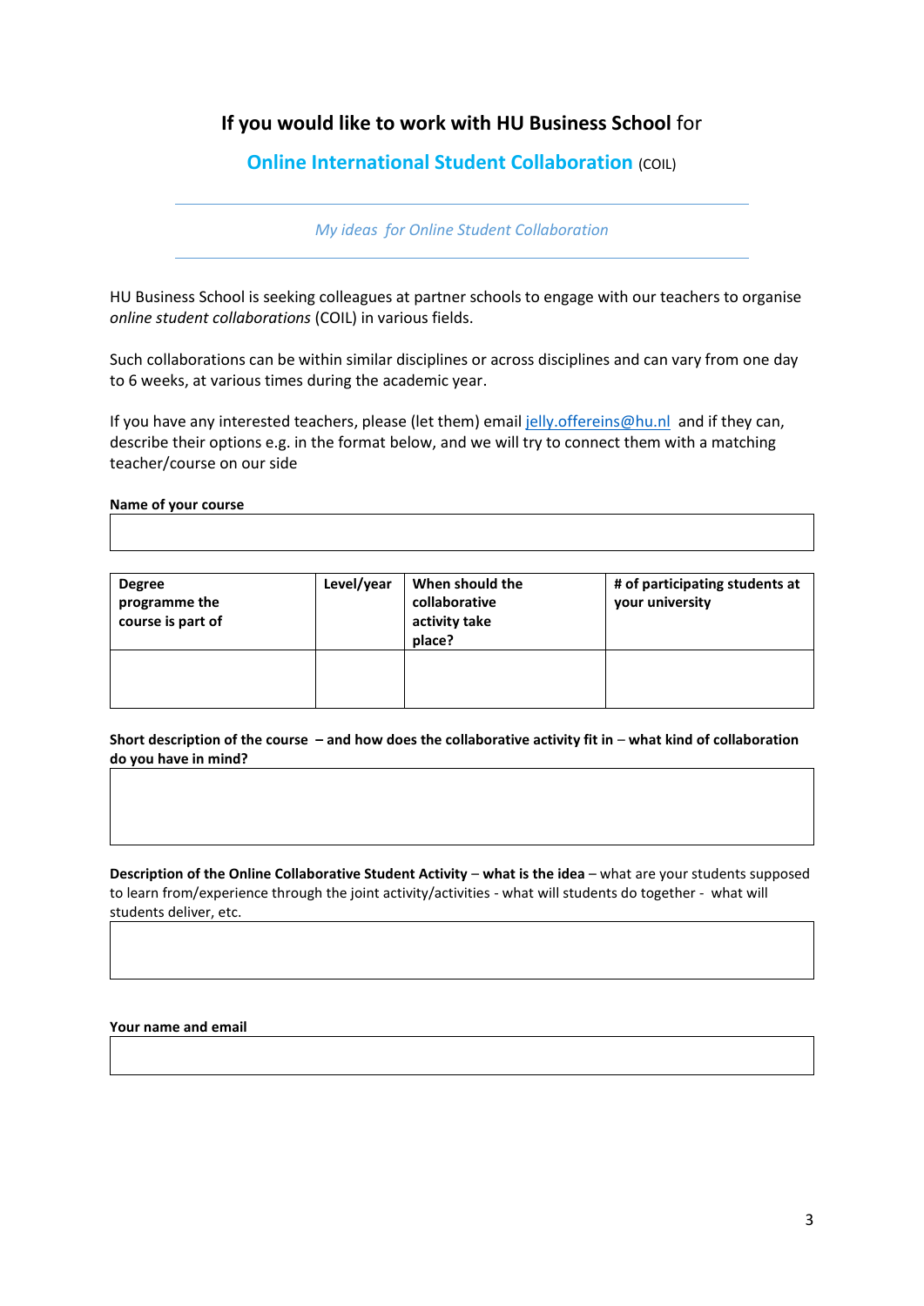## **If you would like to work with HU Business School** for

### **Online International Student Collaboration** (COIL)

*My ideas for Online Student Collaboration*

HU Business School is seeking colleagues at partner schools to engage with our teachers to organise *online student collaborations* (COIL) in various fields.

Such collaborations can be within similar disciplines or across disciplines and can vary from one day to 6 weeks, at various times during the academic year.

If you have any interested teachers, please (let them) email jelly.offereins@hu.nl and if they can, describe their options e.g. in the format below, and we will try to connect them with a matching teacher/course on our side

**Name of your course**

| |
|---|
| |

| **Degree programme the course is part of** | **Level/year** | **When should the collaborative activity take place?** | **# of participating students at your university** |
|---|---|---|---|
| | | | |

**Short description of the course – and how does the collaborative activity fit in – what kind of collaboration do you have in mind?**

| |
|---|
| |

**Description of the Online Collaborative Student Activity – what is the idea** – what are your students supposed to learn from/experience through the joint activity/activities - what will students do together - what will students deliver, etc.

| |
|---|
| |

**Your name and email**

| |
|---|
| |